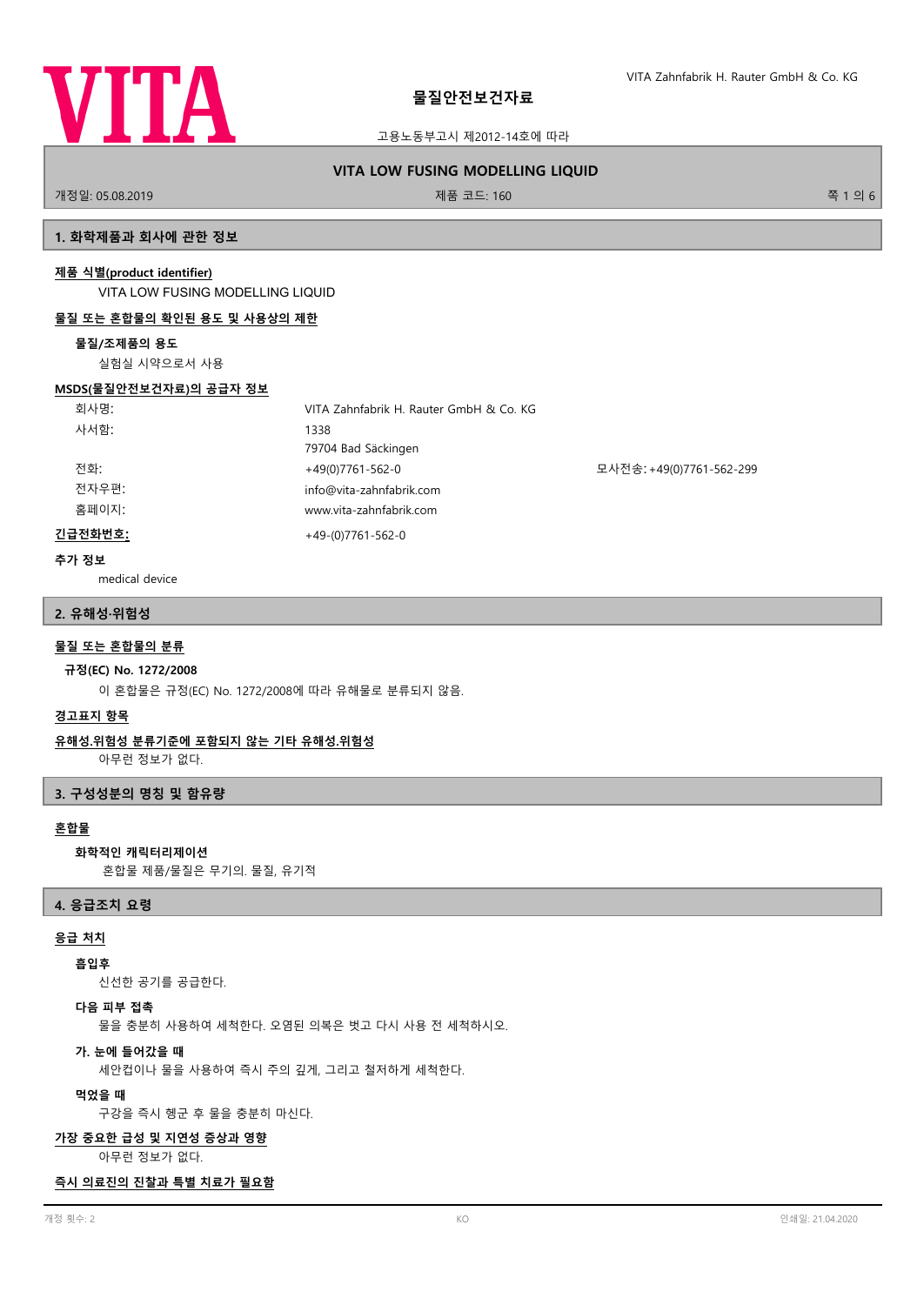# 물질안전보건자료

고용노동부고시 제2012-14호에 따라

## VITA LOW FUSING MODELLING LIQUID

개정일: 05.08.2019　　제품 코드: 160

## 1. 화학제품과 회사에 관한 정보

**제품 식별(product identifier)**

VITA LOW FUSING MODELLING LIQUID

**물질 또는 혼합물의 확인된 용도 및 사용상의 제한**

**물질/조제품의 용도**

실험실 시약으로서 사용

**MSDS(물질안전보건자료)의 공급자 정보**

| | | |
|---|---|---|
| 회사명: | VITA Zahnfabrik H. Rauter GmbH & Co. KG | |
| 사서함: | 1338 | |
| | 79704 Bad Säckingen | |
| 전화: | +49(0)7761-562-0 | 모사전송: +49(0)7761-562-299 |
| 전자우편: | info@vita-zahnfabrik.com | |
| 홈페이지: | www.vita-zahnfabrik.com | |
| **긴급전화번호:** | +49-(0)7761-562-0 | |

**추가 정보**

medical device

## 2. 유해성·위험성

**물질 또는 혼합물의 분류**

**규정(EC) No. 1272/2008**

이 혼합물은 규정(EC) No. 1272/2008에 따라 유해물로 분류되지 않음.

**경고표지 항목**

**유해성.위험성 분류기준에 포함되지 않는 기타 유해성.위험성**

아무런 정보가 없다.

## 3. 구성성분의 명칭 및 함유량

**혼합물**

**화학적인 캐릭터리제이션**

혼합물 제품/물질은 무기의. 물질, 유기적

## 4. 응급조치 요령

**응급 처치**

**흡입후**

신선한 공기를 공급한다.

**다음 피부 접촉**

물을 충분히 사용하여 세척한다. 오염된 의복은 벗고 다시 사용 전 세척하시오.

**가. 눈에 들어갔을 때**

세안컵이나 물을 사용하여 즉시 주의 깊게, 그리고 철저하게 세척한다.

**먹었을 때**

구강을 즉시 헹군 후 물을 충분히 마신다.

**가장 중요한 급성 및 지연성 증상과 영향**

아무런 정보가 없다.

**즉시 의료진의 진찰과 특별 치료가 필요함**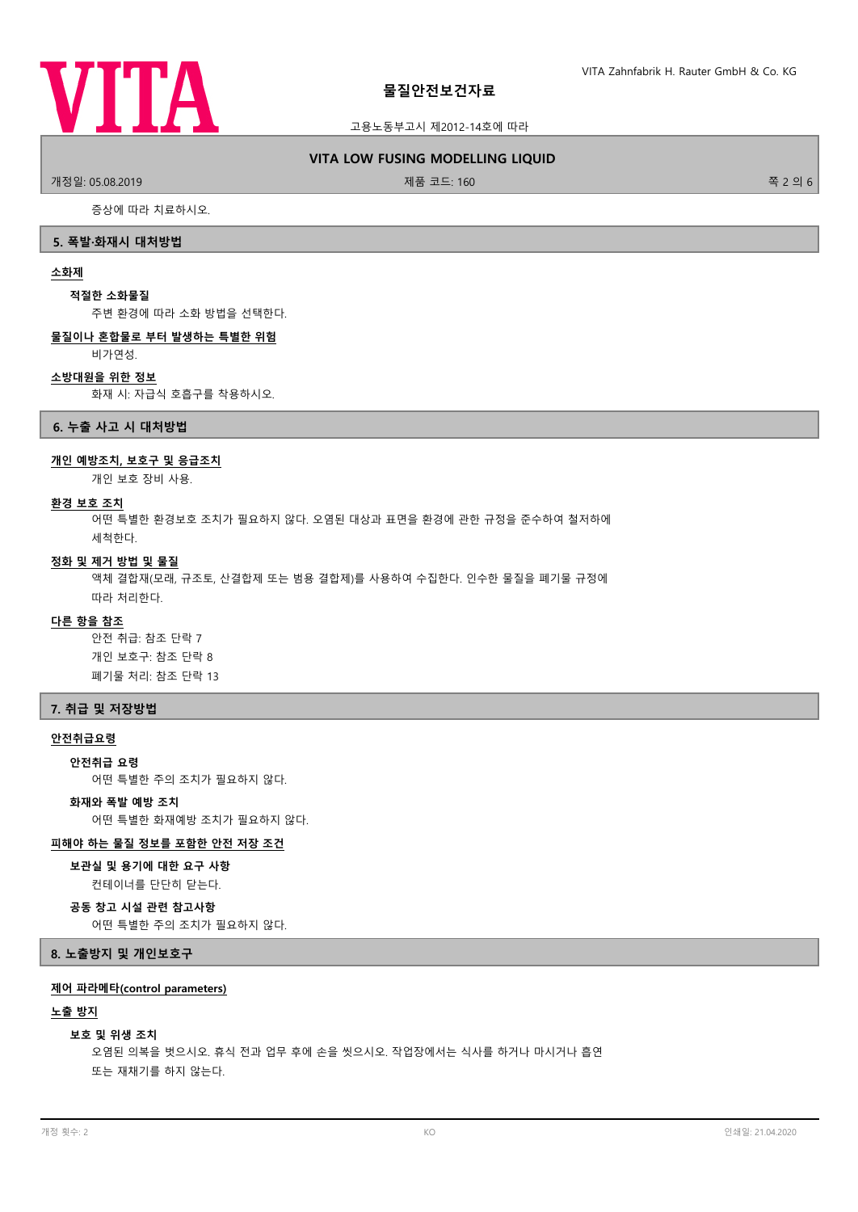증상에 따라 치료하시오.

## 5. 폭발·화재시 대처방법

**소화제**

**적절한 소화물질**

주변 환경에 따라 소화 방법을 선택한다.

**물질이나 혼합물로 부터 발생하는 특별한 위험**

비가연성.

**소방대원을 위한 정보**

화재 시: 자급식 호흡구를 착용하시오.

## 6. 누출 사고 시 대처방법

**개인 예방조치, 보호구 및 응급조치**

개인 보호 장비 사용.

**환경 보호 조치**

어떤 특별한 환경보호 조치가 필요하지 않다. 오염된 대상과 표면을 환경에 관한 규정을 준수하여 철저하에 세척한다.

**정화 및 제거 방법 및 물질**

액체 결합재(모래, 규조토, 산결합제 또는 범용 결합제)를 사용하여 수집한다. 인수한 물질을 폐기물 규정에 따라 처리한다.

**다른 항을 참조**

안전 취급: 참조 단락 7
개인 보호구: 참조 단락 8
폐기물 처리: 참조 단락 13

## 7. 취급 및 저장방법

**안전취급요령**

**안전취급 요령**

어떤 특별한 주의 조치가 필요하지 않다.

**화재와 폭발 예방 조치**

어떤 특별한 화재예방 조치가 필요하지 않다.

**피해야 하는 물질 정보를 포함한 안전 저장 조건**

**보관실 및 용기에 대한 요구 사항**

컨테이너를 단단히 닫는다.

**공동 창고 시설 관련 참고사항**

어떤 특별한 주의 조치가 필요하지 않다.

## 8. 노출방지 및 개인보호구

**제어 파라메타(control parameters)**

**노출 방지**

**보호 및 위생 조치**

오염된 의복을 벗으시오. 휴식 전과 업무 후에 손을 씻으시오. 작업장에서는 식사를 하거나 마시거나 흡연 또는 재채기를 하지 않는다.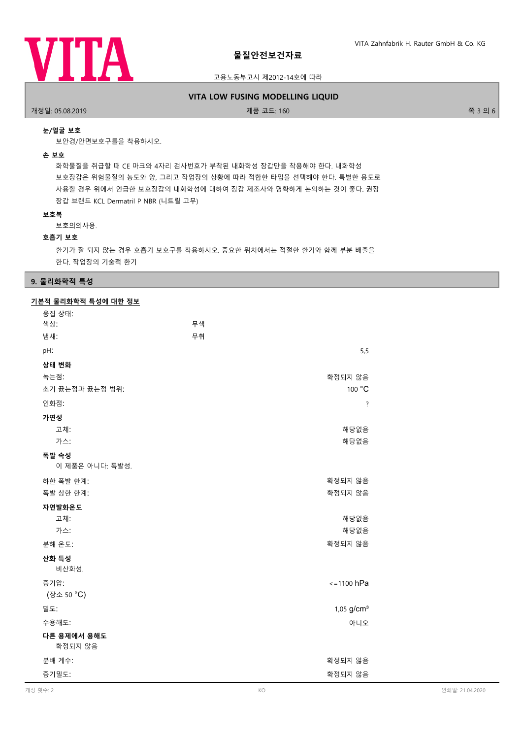### 눈/얼굴 보호

보안경/안면보호구를을 착용하시오.

### 손 보호

화학물질을 취급할 때 CE 마크와 4자리 검사번호가 부착된 내화학성 장갑만을 착용해야 한다. 내화학성 보호장갑은 위험물질의 농도와 양, 그리고 작업장의 상황에 따라 적합한 타입을 선택해야 한다. 특별한 용도로 사용할 경우 위에서 언급한 보호장갑의 내화학성에 대하여 장갑 제조사와 명확하게 논의하는 것이 좋다. 권장 장갑 브랜드 KCL Dermatril P NBR (니트릴 고무)

### 보호복

보호의의사용.

### 호흡기 보호

환기가 잘 되지 않는 경우 호흡기 보호구를 착용하시오. 중요한 위치에서는 적절한 환기와 함께 부분 배출을 한다. 작업장의 기술적 환기

## 9. 물리화학적 특성

### 기본적 물리화학적 특성에 대한 정보

응집 상태:

| | | |
|---|---|---|
| 색상: | 무색 | |
| 냄새: | 무취 | |
| pH: | | 5,5 |

**상태 변화**

| | |
|---|---|
| 녹는점: | 확정되지 않음 |
| 초기 끓는점과 끓는점 범위: | 100 °C |
| 인화점: | ? |

**가연성**

| | |
|---|---|
| 고체: | 해당없음 |
| 가스: | 해당없음 |

**폭발 속성**

이 제품은 아니다: 폭발성.

| | |
|---|---|
| 하한 폭발 한계: | 확정되지 않음 |
| 폭발 상한 한계: | 확정되지 않음 |

**자연발화온도**

| | |
|---|---|
| 고체: | 해당없음 |
| 가스: | 해당없음 |
| 분해 온도: | 확정되지 않음 |

**산화 특성**

비산화성.

| | |
|---|---|
| 증기압: (장소 50 °C) | <=1100 hPa |
| 밀도: | 1,05 g/cm³ |
| 수용해도: | 아니오 |

**다른 용제에서 용해도**

확정되지 않음

| | |
|---|---|
| 분배 계수: | 확정되지 않음 |
| 증기밀도: | 확정되지 않음 |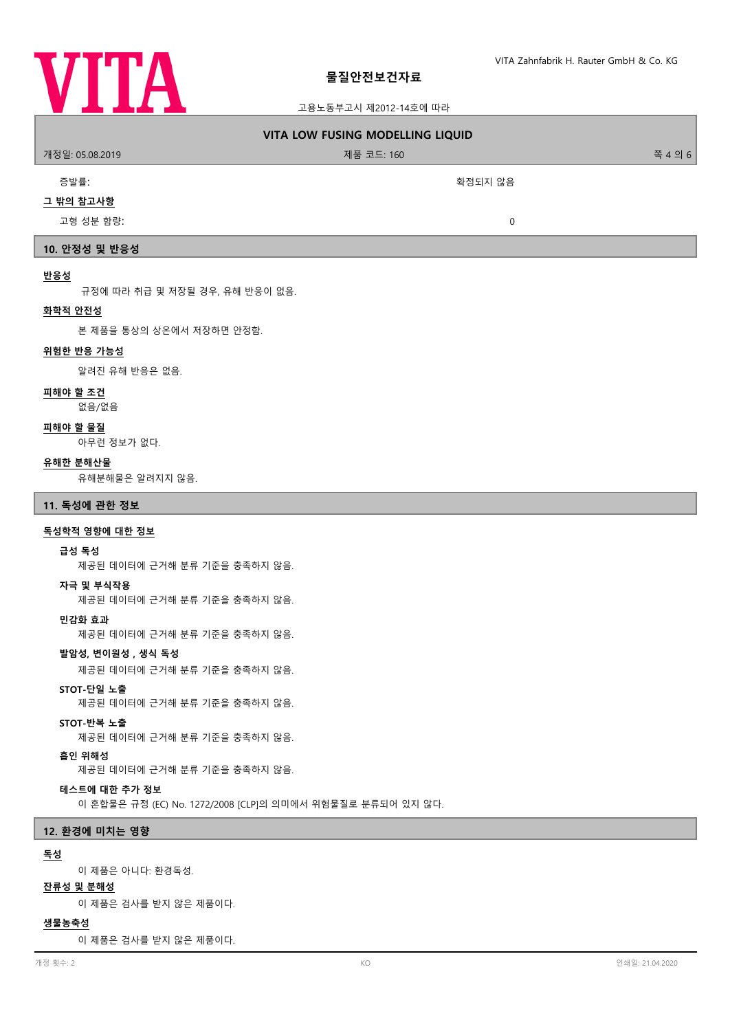증발률: 확정되지 않음

**그 밖의 참고사항**

고형 성분 함량: 0

## 10. 안정성 및 반응성

**반응성**

규정에 따라 취급 및 저장될 경우, 유해 반응이 없음.

**화학적 안전성**

본 제품을 통상의 상온에서 저장하면 안정함.

**위험한 반응 가능성**

알려진 유해 반응은 없음.

**피해야 할 조건**

없음/없음

**피해야 할 물질**

아무런 정보가 없다.

**유해한 분해산물**

유해분해물은 알려지지 않음.

## 11. 독성에 관한 정보

**독성학적 영향에 대한 정보**

**급성 독성**

제공된 데이터에 근거해 분류 기준을 충족하지 않음.

**자극 및 부식작용**

제공된 데이터에 근거해 분류 기준을 충족하지 않음.

**민감화 효과**

제공된 데이터에 근거해 분류 기준을 충족하지 않음.

**발암성, 변이원성 , 생식 독성**

제공된 데이터에 근거해 분류 기준을 충족하지 않음.

**STOT-단일 노출**

제공된 데이터에 근거해 분류 기준을 충족하지 않음.

**STOT-반복 노출**

제공된 데이터에 근거해 분류 기준을 충족하지 않음.

**흡인 위해성**

제공된 데이터에 근거해 분류 기준을 충족하지 않음.

**테스트에 대한 추가 정보**

이 혼합물은 규정 (EC) No. 1272/2008 [CLP]의 의미에서 위험물질로 분류되어 있지 않다.

## 12. 환경에 미치는 영향

**독성**

이 제품은 아니다: 환경독성.

**잔류성 및 분해성**

이 제품은 검사를 받지 않은 제품이다.

**생물농축성**

이 제품은 검사를 받지 않은 제품이다.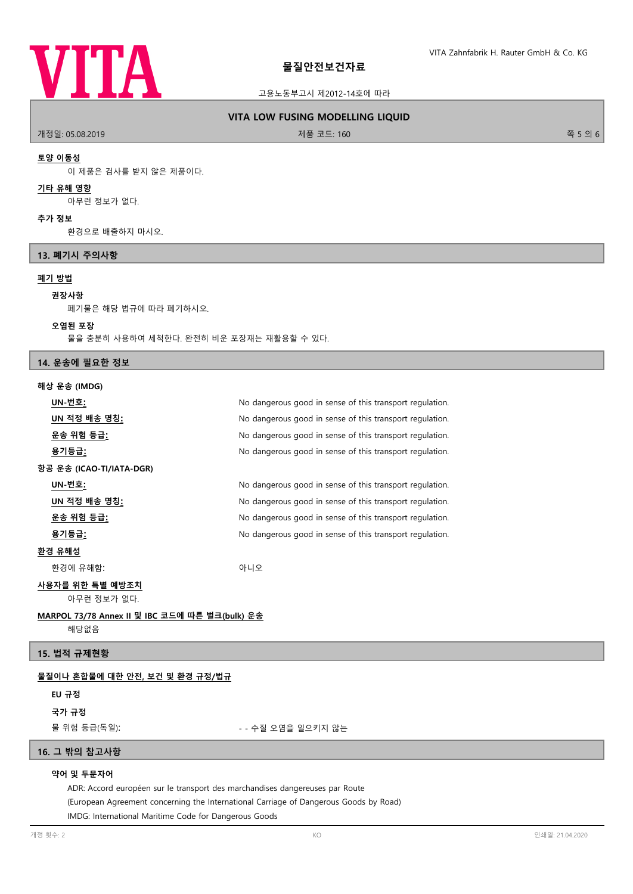**토양 이동성**

이 제품은 검사를 받지 않은 제품이다.

**기타 유해 영향**

아무런 정보가 없다.

**추가 정보**

환경으로 배출하지 마시오.

## 13. 폐기시 주의사항

**폐기 방법**

**권장사항**

폐기물은 해당 법규에 따라 폐기하시오.

**오염된 포장**

물을 충분히 사용하여 세척한다. 완전히 비운 포장재는 재활용할 수 있다.

## 14. 운송에 필요한 정보

**해상 운송 (IMDG)**

| | |
|---|---|
| **UN-번호:** | No dangerous good in sense of this transport regulation. |
| **UN 적정 배송 명칭:** | No dangerous good in sense of this transport regulation. |
| **운송 위험 등급:** | No dangerous good in sense of this transport regulation. |
| **용기등급:** | No dangerous good in sense of this transport regulation. |

**항공 운송 (ICAO-TI/IATA-DGR)**

| | |
|---|---|
| **UN-번호:** | No dangerous good in sense of this transport regulation. |
| **UN 적정 배송 명칭:** | No dangerous good in sense of this transport regulation. |
| **운송 위험 등급:** | No dangerous good in sense of this transport regulation. |
| **용기등급:** | No dangerous good in sense of this transport regulation. |

**환경 유해성**

| | |
|---|---|
| 환경에 유해함: | 아니오 |

**사용자를 위한 특별 예방조치**

아무런 정보가 없다.

**MARPOL 73/78 Annex II 및 IBC 코드에 따른 벌크(bulk) 운송**

해당없음

## 15. 법적 규제현황

**물질이나 혼합물에 대한 안전, 보건 및 환경 규정/법규**

**EU 규정**

**국가 규정**

| | |
|---|---|
| 물 위험 등급(독일): | - - 수질 오염을 일으키지 않는 |

## 16. 그 밖의 참고사항

**약어 및 두문자어**

ADR: Accord européen sur le transport des marchandises dangereuses par Route
(European Agreement concerning the International Carriage of Dangerous Goods by Road)
IMDG: International Maritime Code for Dangerous Goods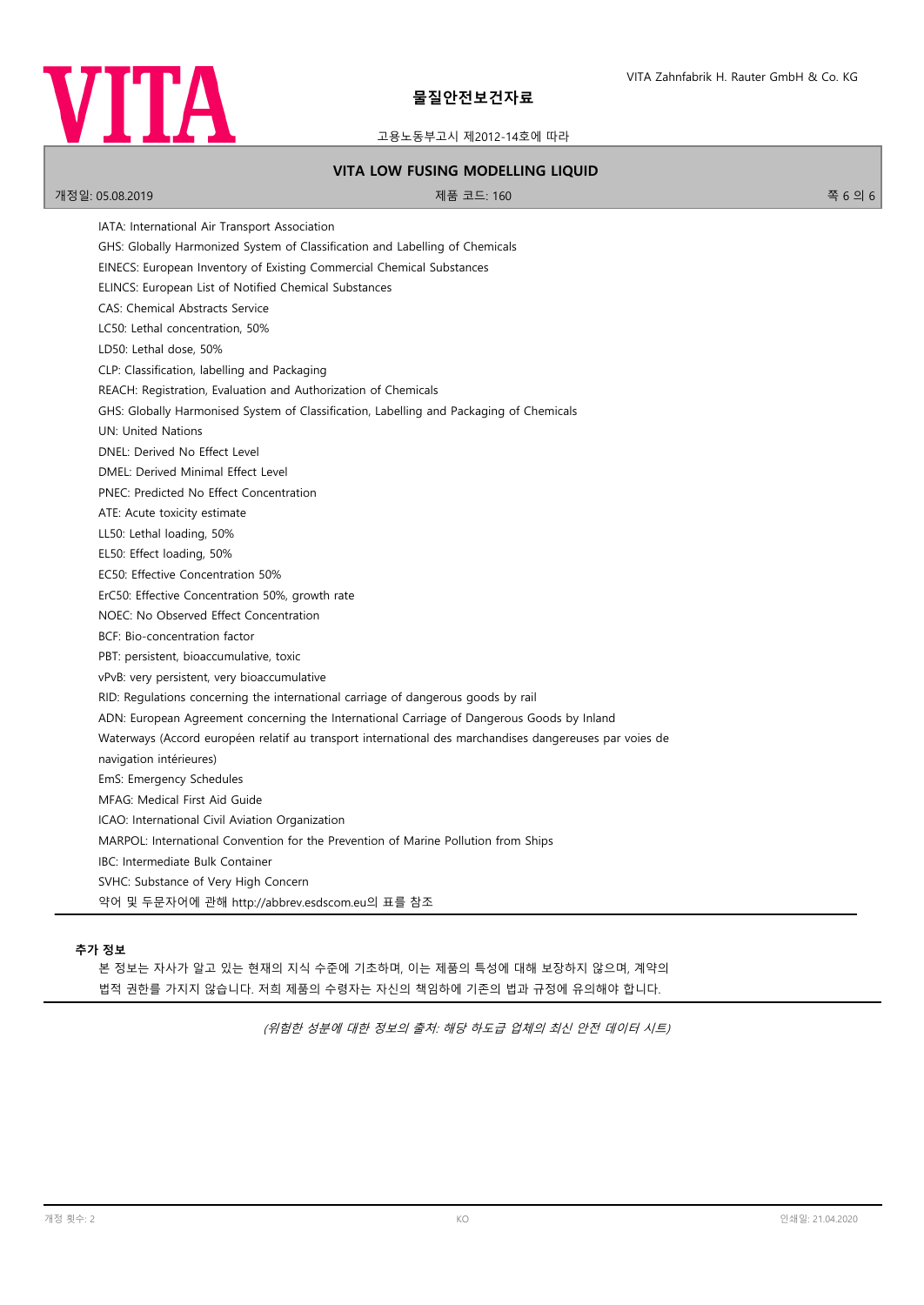IATA: International Air Transport Association
GHS: Globally Harmonized System of Classification and Labelling of Chemicals
EINECS: European Inventory of Existing Commercial Chemical Substances
ELINCS: European List of Notified Chemical Substances
CAS: Chemical Abstracts Service
LC50: Lethal concentration, 50%
LD50: Lethal dose, 50%
CLP: Classification, labelling and Packaging
REACH: Registration, Evaluation and Authorization of Chemicals
GHS: Globally Harmonised System of Classification, Labelling and Packaging of Chemicals
UN: United Nations
DNEL: Derived No Effect Level
DMEL: Derived Minimal Effect Level
PNEC: Predicted No Effect Concentration
ATE: Acute toxicity estimate
LL50: Lethal loading, 50%
EL50: Effect loading, 50%
EC50: Effective Concentration 50%
ErC50: Effective Concentration 50%, growth rate
NOEC: No Observed Effect Concentration
BCF: Bio-concentration factor
PBT: persistent, bioaccumulative, toxic
vPvB: very persistent, very bioaccumulative
RID: Regulations concerning the international carriage of dangerous goods by rail
ADN: European Agreement concerning the International Carriage of Dangerous Goods by Inland Waterways (Accord européen relatif au transport international des marchandises dangereuses par voies de navigation intérieures)
EmS: Emergency Schedules
MFAG: Medical First Aid Guide
ICAO: International Civil Aviation Organization
MARPOL: International Convention for the Prevention of Marine Pollution from Ships
IBC: Intermediate Bulk Container
SVHC: Substance of Very High Concern
약어 및 두문자어에 관해 http://abbrev.esdscom.eu의 표를 참조

**추가 정보**

본 정보는 자사가 알고 있는 현재의 지식 수준에 기초하며, 이는 제품의 특성에 대해 보장하지 않으며, 계약의 법적 권한를 가지지 않습니다. 저희 제품의 수령자는 자신의 책임하에 기존의 법과 규정에 유의해야 합니다.

*(위험한 성분에 대한 정보의 출처: 해당 하도급 업체의 최신 안전 데이터 시트)*